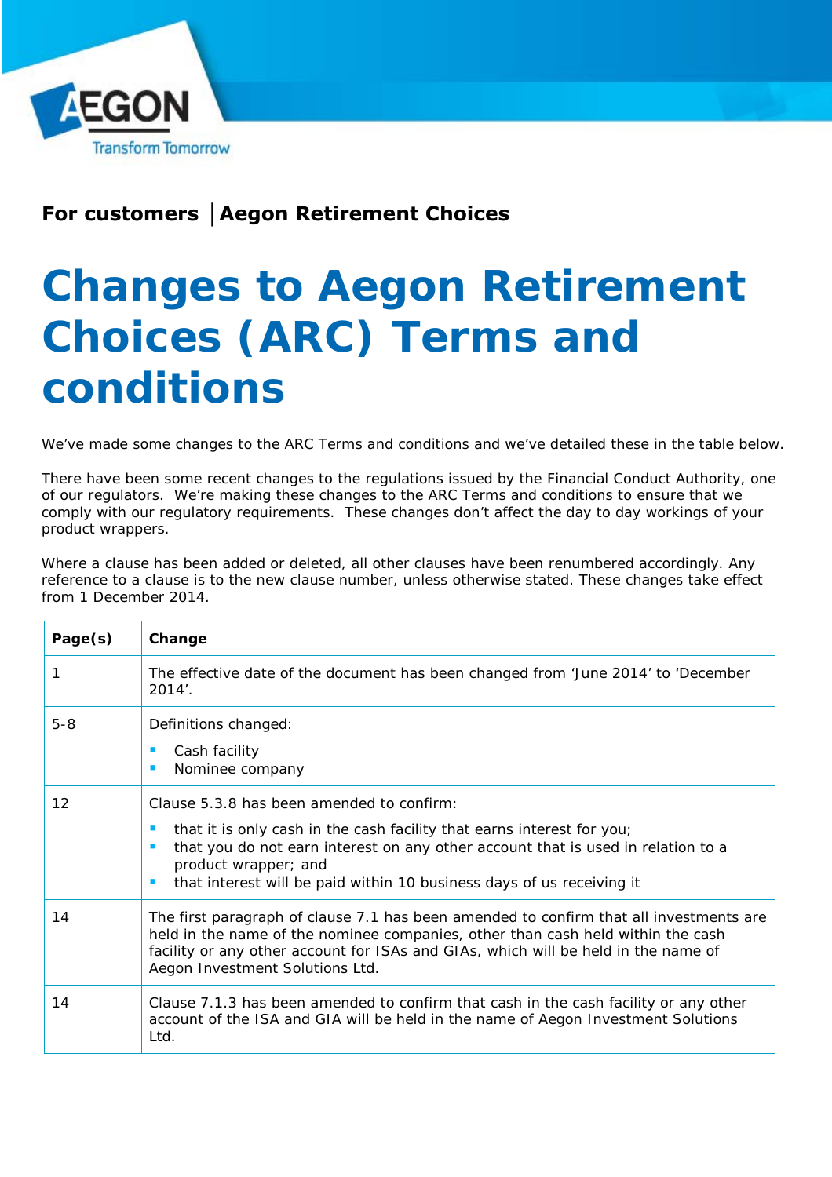**For customers │Aegon Retirement Choices**

# Changes to Aegon Retirement Choices (ARC) Terms and conditions

We've made some changes to the ARC Terms and conditions and we've detailed these in the table below.

There have been some recent changes to the regulations issued by the Financial Conduct Authority, one of our regulators. We're making these changes to the ARC Terms and conditions to ensure that we comply with our regulatory requirements. These changes don't affect the day to day workings of your product wrappers.

Where a clause has been added or deleted, all other clauses have been renumbered accordingly. Any reference to a clause is to the new clause number, unless otherwise stated. These changes take effect from 1 December 2014.

| Page(s) | Change |
| --- | --- |
| 1 | The effective date of the document has been changed from 'June 2014' to 'December 2014'. |
| 5-8 | Definitions changed:<br>- Cash facility<br>- Nominee company |
| 12 | Clause 5.3.8 has been amended to confirm:<br>- that it is only cash in the cash facility that earns interest for you;<br>- that you do not earn interest on any other account that is used in relation to a product wrapper; and<br>- that interest will be paid within 10 business days of us receiving it |
| 14 | The first paragraph of clause 7.1 has been amended to confirm that all investments are held in the name of the nominee companies, other than cash held within the cash facility or any other account for ISAs and GIAs, which will be held in the name of Aegon Investment Solutions Ltd. |
| 14 | Clause 7.1.3 has been amended to confirm that cash in the cash facility or any other account of the ISA and GIA will be held in the name of Aegon Investment Solutions Ltd. |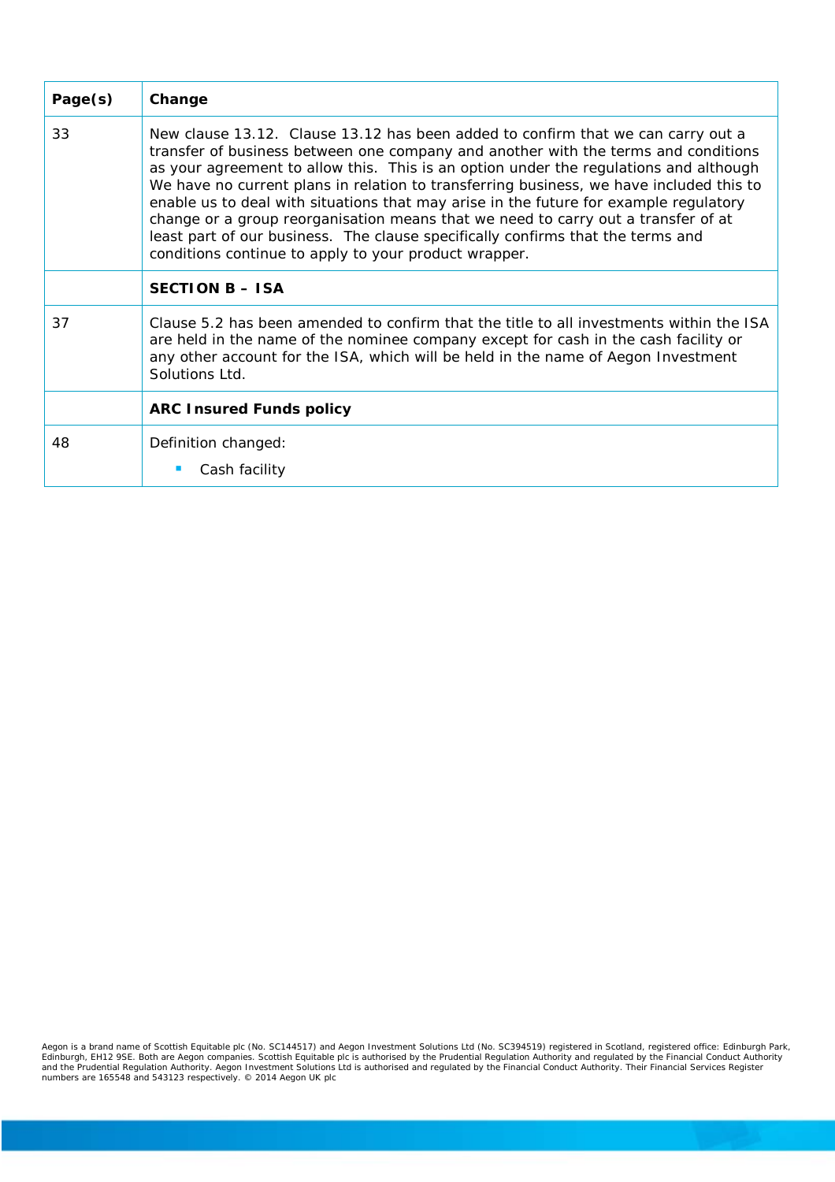| Page(s) | Change |
|---|---|
| 33 | New clause 13.12. Clause 13.12 has been added to confirm that we can carry out a transfer of business between one company and another with the terms and conditions as your agreement to allow this. This is an option under the regulations and although We have no current plans in relation to transferring business, we have included this to enable us to deal with situations that may arise in the future for example regulatory change or a group reorganisation means that we need to carry out a transfer of at least part of our business. The clause specifically confirms that the terms and conditions continue to apply to your product wrapper. |
| | **SECTION B – ISA** |
| 37 | Clause 5.2 has been amended to confirm that the title to all investments within the ISA are held in the name of the nominee company except for cash in the cash facility or any other account for the ISA, which will be held in the name of Aegon Investment Solutions Ltd. |
| | **ARC Insured Funds policy** |
| 48 | Definition changed:<br>▪ Cash facility |

Aegon is a brand name of Scottish Equitable plc (No. SC144517) and Aegon Investment Solutions Ltd (No. SC394519) registered in Scotland, registered office: Edinburgh Park, Edinburgh, EH12 9SE. Both are Aegon companies. Scottish Equitable plc is authorised by the Prudential Regulation Authority and regulated by the Financial Conduct Authority and the Prudential Regulation Authority. Aegon Investment Solutions Ltd is authorised and regulated by the Financial Conduct Authority. Their Financial Services Register numbers are 165548 and 543123 respectively. © 2014 Aegon UK plc